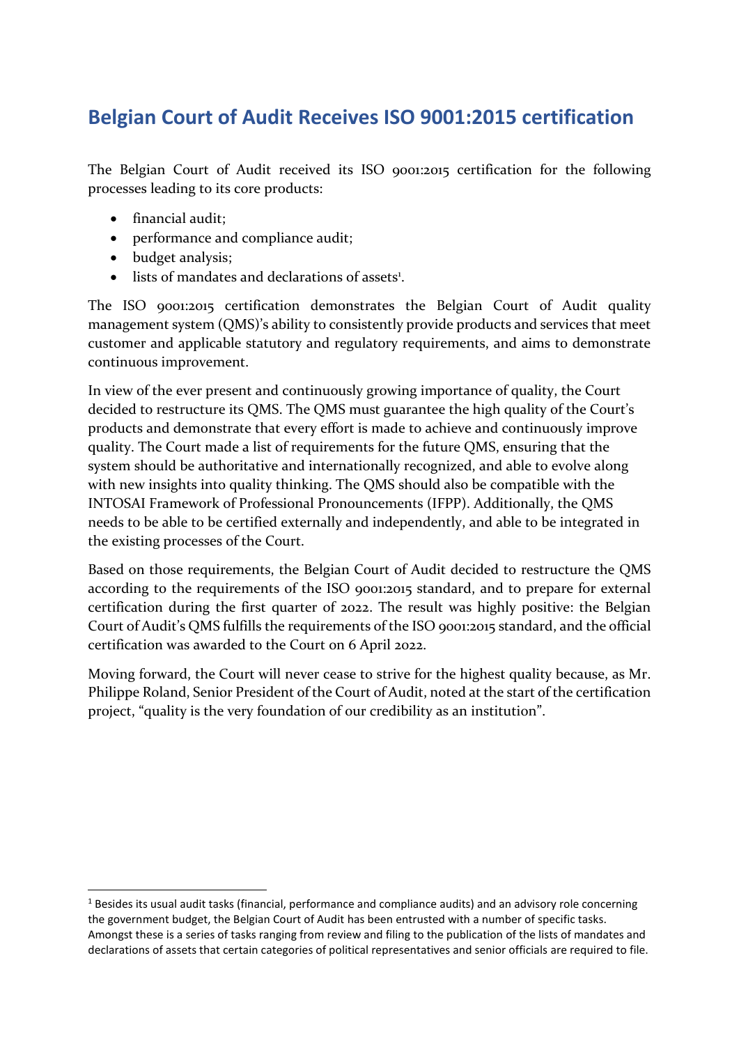# Belgian Court of Audit Receives ISO 9001:2015 certification

The Belgian Court of Audit received its ISO 9001:2015 certification for the following processes leading to its core products:

- financial audit;
- performance and compliance audit;
- budget analysis;
- lists of mandates and declarations of assets[1].

The ISO 9001:2015 certification demonstrates the Belgian Court of Audit quality management system (QMS)'s ability to consistently provide products and services that meet customer and applicable statutory and regulatory requirements, and aims to demonstrate continuous improvement.

In view of the ever present and continuously growing importance of quality, the Court decided to restructure its QMS. The QMS must guarantee the high quality of the Court's products and demonstrate that every effort is made to achieve and continuously improve quality. The Court made a list of requirements for the future QMS, ensuring that the system should be authoritative and internationally recognized, and able to evolve along with new insights into quality thinking. The QMS should also be compatible with the INTOSAI Framework of Professional Pronouncements (IFPP). Additionally, the QMS needs to be able to be certified externally and independently, and able to be integrated in the existing processes of the Court.

Based on those requirements, the Belgian Court of Audit decided to restructure the QMS according to the requirements of the ISO 9001:2015 standard, and to prepare for external certification during the first quarter of 2022. The result was highly positive: the Belgian Court of Audit's QMS fulfills the requirements of the ISO 9001:2015 standard, and the official certification was awarded to the Court on 6 April 2022.

Moving forward, the Court will never cease to strive for the highest quality because, as Mr. Philippe Roland, Senior President of the Court of Audit, noted at the start of the certification project, "quality is the very foundation of our credibility as an institution".

[1] Besides its usual audit tasks (financial, performance and compliance audits) and an advisory role concerning the government budget, the Belgian Court of Audit has been entrusted with a number of specific tasks. Amongst these is a series of tasks ranging from review and filing to the publication of the lists of mandates and declarations of assets that certain categories of political representatives and senior officials are required to file.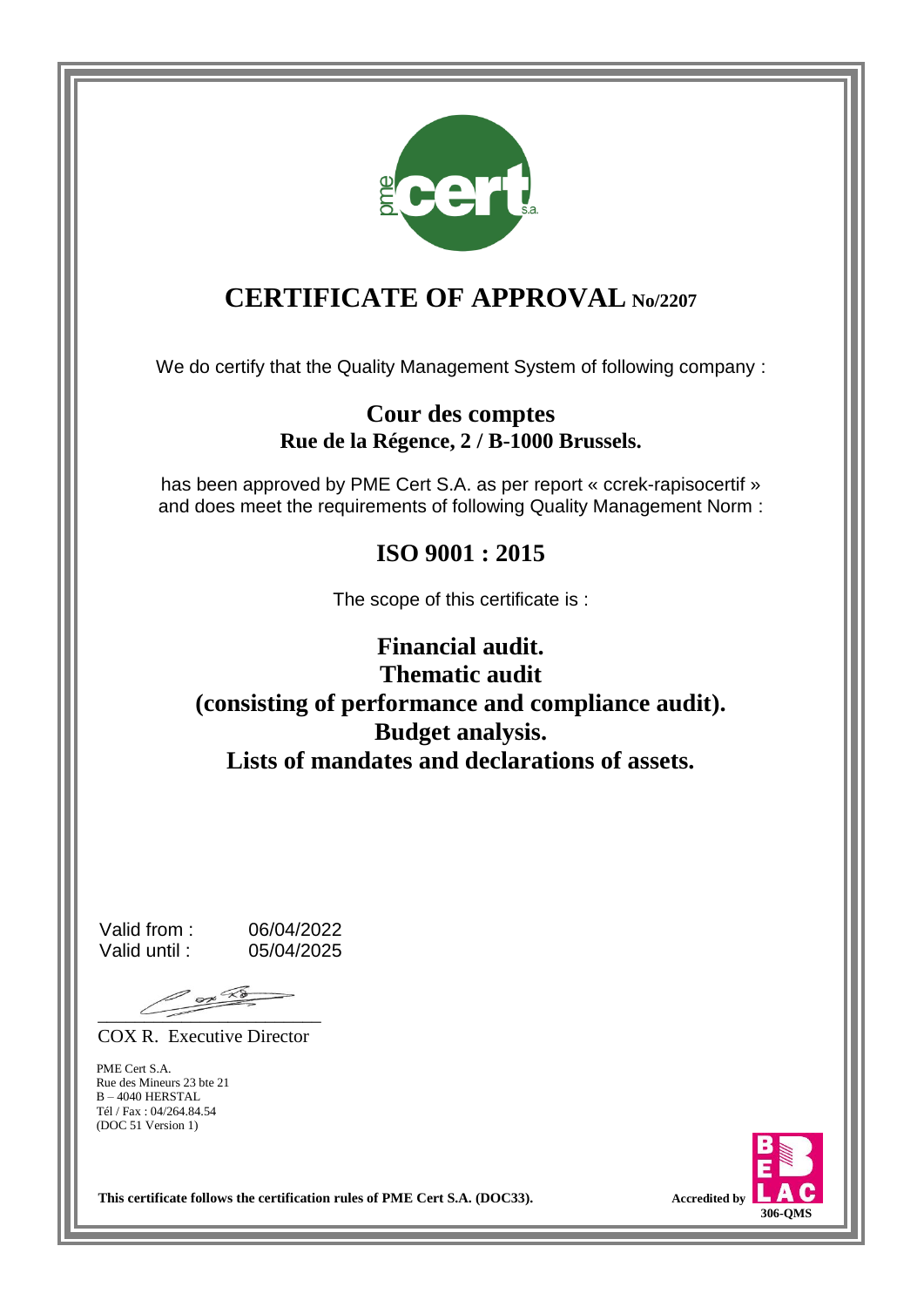# CERTIFICATE OF APPROVAL No/2207

We do certify that the Quality Management System of following company :

**Cour des comptes**
**Rue de la Régence, 2 / B-1000 Brussels.**

has been approved by PME Cert S.A. as per report « ccrek-rapisocertif » and does meet the requirements of following Quality Management Norm :

## ISO 9001 : 2015

The scope of this certificate is :

**Financial audit.**
**Thematic audit**
**(consisting of performance and compliance audit).**
**Budget analysis.**
**Lists of mandates and declarations of assets.**

Valid from : 06/04/2022
Valid until : 05/04/2025

COX R. Executive Director

PME Cert S.A.
Rue des Mineurs 23 bte 21
B – 4040 HERSTAL
Tél / Fax : 04/264.84.54
(DOC 51 Version 1)

**This certificate follows the certification rules of PME Cert S.A. (DOC33).**

**Accredited by** BELAC **306-QMS**